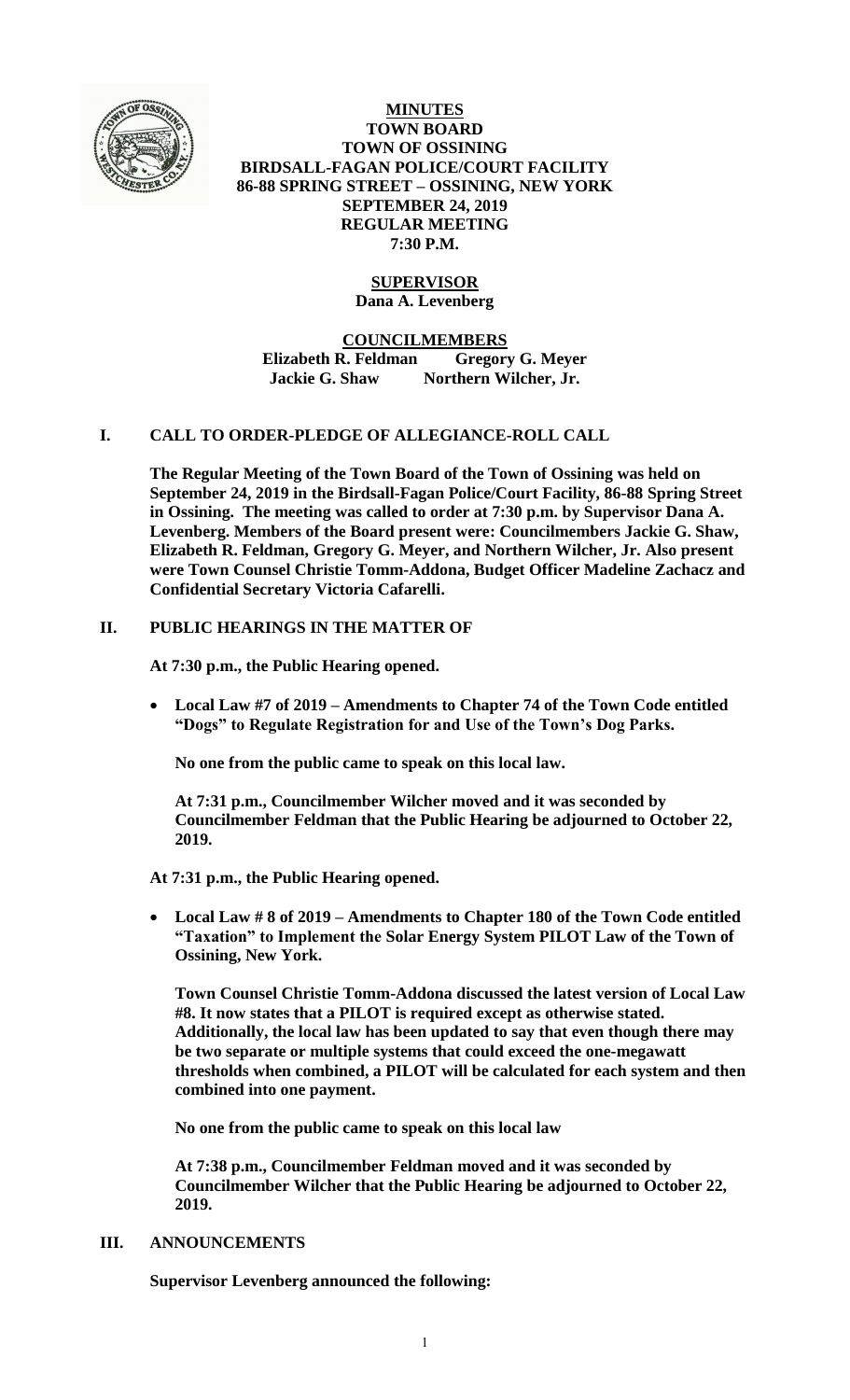**MINUTES**
**TOWN BOARD**
**TOWN OF OSSINING**
**BIRDSALL-FAGAN POLICE/COURT FACILITY**
**86-88 SPRING STREET – OSSINING, NEW YORK**
**SEPTEMBER 24, 2019**
**REGULAR MEETING**
**7:30 P.M.**

**SUPERVISOR**
**Dana A. Levenberg**

**COUNCILMEMBERS**
**Elizabeth R. Feldman Gregory G. Meyer**
**Jackie G. Shaw Northern Wilcher, Jr.**

## I. CALL TO ORDER-PLEDGE OF ALLEGIANCE-ROLL CALL

**The Regular Meeting of the Town Board of the Town of Ossining was held on September 24, 2019 in the Birdsall-Fagan Police/Court Facility, 86-88 Spring Street in Ossining. The meeting was called to order at 7:30 p.m. by Supervisor Dana A. Levenberg. Members of the Board present were: Councilmembers Jackie G. Shaw, Elizabeth R. Feldman, Gregory G. Meyer, and Northern Wilcher, Jr. Also present were Town Counsel Christie Tomm-Addona, Budget Officer Madeline Zachacz and Confidential Secretary Victoria Cafarelli.**

## II. PUBLIC HEARINGS IN THE MATTER OF

**At 7:30 p.m., the Public Hearing opened.**

- **Local Law #7 of 2019 – Amendments to Chapter 74 of the Town Code entitled "Dogs" to Regulate Registration for and Use of the Town's Dog Parks.**

**No one from the public came to speak on this local law.**

**At 7:31 p.m., Councilmember Wilcher moved and it was seconded by Councilmember Feldman that the Public Hearing be adjourned to October 22, 2019.**

**At 7:31 p.m., the Public Hearing opened.**

- **Local Law # 8 of 2019 – Amendments to Chapter 180 of the Town Code entitled "Taxation" to Implement the Solar Energy System PILOT Law of the Town of Ossining, New York.**

**Town Counsel Christie Tomm-Addona discussed the latest version of Local Law #8. It now states that a PILOT is required except as otherwise stated. Additionally, the local law has been updated to say that even though there may be two separate or multiple systems that could exceed the one-megawatt thresholds when combined, a PILOT will be calculated for each system and then combined into one payment.**

**No one from the public came to speak on this local law**

**At 7:38 p.m., Councilmember Feldman moved and it was seconded by Councilmember Wilcher that the Public Hearing be adjourned to October 22, 2019.**

## III. ANNOUNCEMENTS

**Supervisor Levenberg announced the following:**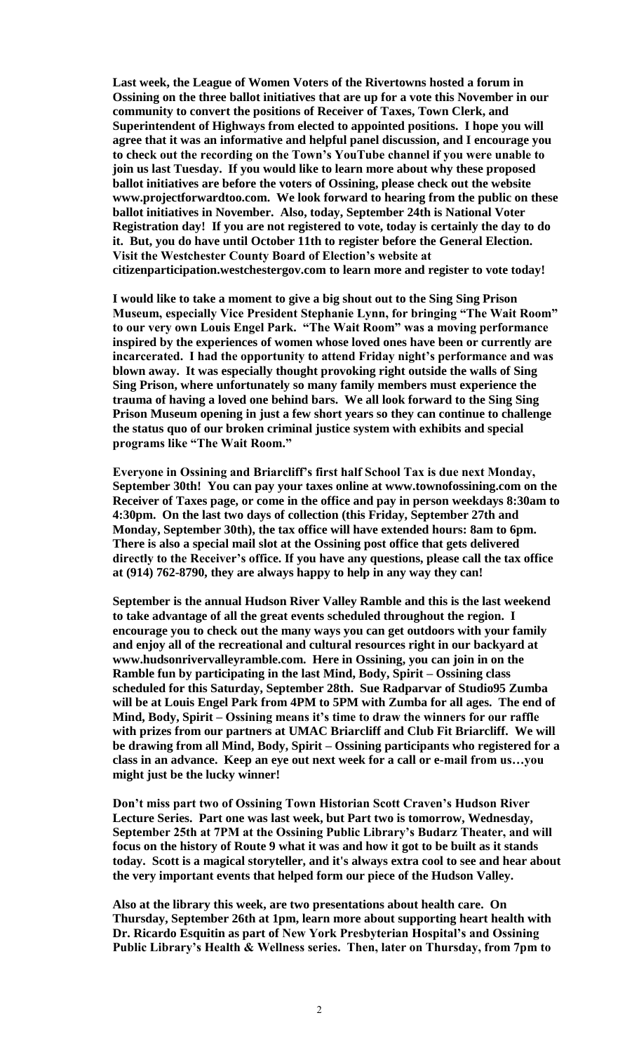**Last week, the League of Women Voters of the Rivertowns hosted a forum in Ossining on the three ballot initiatives that are up for a vote this November in our community to convert the positions of Receiver of Taxes, Town Clerk, and Superintendent of Highways from elected to appointed positions. I hope you will agree that it was an informative and helpful panel discussion, and I encourage you to check out the recording on the Town's YouTube channel if you were unable to join us last Tuesday. If you would like to learn more about why these proposed ballot initiatives are before the voters of Ossining, please check out the website www.projectforwardtoo.com. We look forward to hearing from the public on these ballot initiatives in November. Also, today, September 24th is National Voter Registration day! If you are not registered to vote, today is certainly the day to do it. But, you do have until October 11th to register before the General Election. Visit the Westchester County Board of Election's website at citizenparticipation.westchestergov.com to learn more and register to vote today!**

**I would like to take a moment to give a big shout out to the Sing Sing Prison Museum, especially Vice President Stephanie Lynn, for bringing "The Wait Room" to our very own Louis Engel Park. "The Wait Room" was a moving performance inspired by the experiences of women whose loved ones have been or currently are incarcerated. I had the opportunity to attend Friday night's performance and was blown away. It was especially thought provoking right outside the walls of Sing Sing Prison, where unfortunately so many family members must experience the trauma of having a loved one behind bars. We all look forward to the Sing Sing Prison Museum opening in just a few short years so they can continue to challenge the status quo of our broken criminal justice system with exhibits and special programs like "The Wait Room."**

**Everyone in Ossining and Briarcliff's first half School Tax is due next Monday, September 30th! You can pay your taxes online at www.townofossining.com on the Receiver of Taxes page, or come in the office and pay in person weekdays 8:30am to 4:30pm. On the last two days of collection (this Friday, September 27th and Monday, September 30th), the tax office will have extended hours: 8am to 6pm. There is also a special mail slot at the Ossining post office that gets delivered directly to the Receiver's office. If you have any questions, please call the tax office at (914) 762-8790, they are always happy to help in any way they can!**

**September is the annual Hudson River Valley Ramble and this is the last weekend to take advantage of all the great events scheduled throughout the region. I encourage you to check out the many ways you can get outdoors with your family and enjoy all of the recreational and cultural resources right in our backyard at www.hudsonrivervalleyramble.com. Here in Ossining, you can join in on the Ramble fun by participating in the last Mind, Body, Spirit – Ossining class scheduled for this Saturday, September 28th. Sue Radparvar of Studio95 Zumba will be at Louis Engel Park from 4PM to 5PM with Zumba for all ages. The end of Mind, Body, Spirit – Ossining means it's time to draw the winners for our raffle with prizes from our partners at UMAC Briarcliff and Club Fit Briarcliff. We will be drawing from all Mind, Body, Spirit – Ossining participants who registered for a class in an advance. Keep an eye out next week for a call or e-mail from us…you might just be the lucky winner!**

**Don't miss part two of Ossining Town Historian Scott Craven's Hudson River Lecture Series. Part one was last week, but Part two is tomorrow, Wednesday, September 25th at 7PM at the Ossining Public Library's Budarz Theater, and will focus on the history of Route 9 what it was and how it got to be built as it stands today. Scott is a magical storyteller, and it's always extra cool to see and hear about the very important events that helped form our piece of the Hudson Valley.**

**Also at the library this week, are two presentations about health care. On Thursday, September 26th at 1pm, learn more about supporting heart health with Dr. Ricardo Esquitin as part of New York Presbyterian Hospital's and Ossining Public Library's Health & Wellness series. Then, later on Thursday, from 7pm to**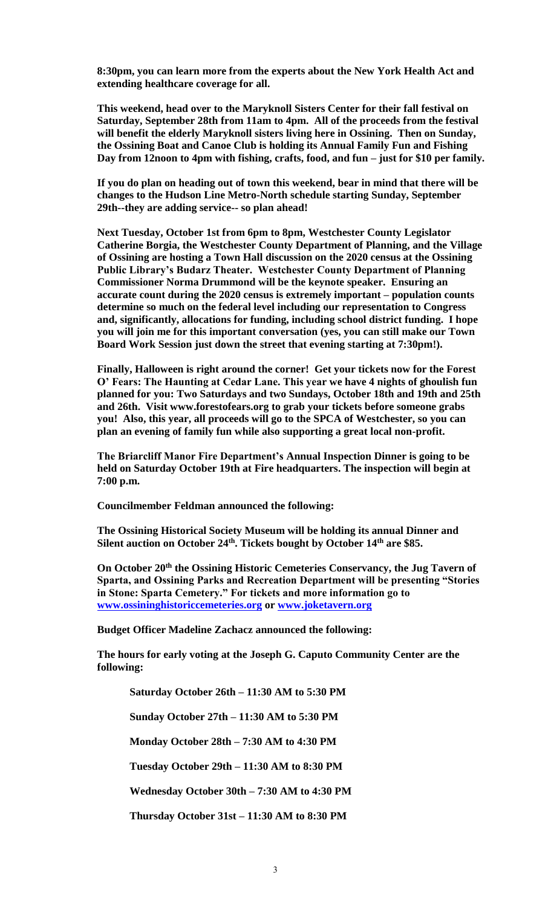**8:30pm, you can learn more from the experts about the New York Health Act and extending healthcare coverage for all.**

**This weekend, head over to the Maryknoll Sisters Center for their fall festival on Saturday, September 28th from 11am to 4pm. All of the proceeds from the festival will benefit the elderly Maryknoll sisters living here in Ossining. Then on Sunday, the Ossining Boat and Canoe Club is holding its Annual Family Fun and Fishing Day from 12noon to 4pm with fishing, crafts, food, and fun – just for $10 per family.**

**If you do plan on heading out of town this weekend, bear in mind that there will be changes to the Hudson Line Metro-North schedule starting Sunday, September 29th--they are adding service-- so plan ahead!**

**Next Tuesday, October 1st from 6pm to 8pm, Westchester County Legislator Catherine Borgia, the Westchester County Department of Planning, and the Village of Ossining are hosting a Town Hall discussion on the 2020 census at the Ossining Public Library's Budarz Theater. Westchester County Department of Planning Commissioner Norma Drummond will be the keynote speaker. Ensuring an accurate count during the 2020 census is extremely important – population counts determine so much on the federal level including our representation to Congress and, significantly, allocations for funding, including school district funding. I hope you will join me for this important conversation (yes, you can still make our Town Board Work Session just down the street that evening starting at 7:30pm!).**

**Finally, Halloween is right around the corner! Get your tickets now for the Forest O' Fears: The Haunting at Cedar Lane. This year we have 4 nights of ghoulish fun planned for you: Two Saturdays and two Sundays, October 18th and 19th and 25th and 26th. Visit www.forestofears.org to grab your tickets before someone grabs you! Also, this year, all proceeds will go to the SPCA of Westchester, so you can plan an evening of family fun while also supporting a great local non-profit.**

**The Briarcliff Manor Fire Department's Annual Inspection Dinner is going to be held on Saturday October 19th at Fire headquarters. The inspection will begin at 7:00 p.m.**

**Councilmember Feldman announced the following:**

**The Ossining Historical Society Museum will be holding its annual Dinner and Silent auction on October 24th. Tickets bought by October 14th are $85.**

**On October 20th the Ossining Historic Cemeteries Conservancy, the Jug Tavern of Sparta, and Ossining Parks and Recreation Department will be presenting "Stories in Stone: Sparta Cemetery." For tickets and more information go to www.ossininghistoriccemeteries.org or www.joketavern.org**

**Budget Officer Madeline Zachacz announced the following:**

**The hours for early voting at the Joseph G. Caputo Community Center are the following:**

**Saturday October 26th – 11:30 AM to 5:30 PM**

**Sunday October 27th – 11:30 AM to 5:30 PM**

**Monday October 28th – 7:30 AM to 4:30 PM**

**Tuesday October 29th – 11:30 AM to 8:30 PM**

**Wednesday October 30th – 7:30 AM to 4:30 PM**

**Thursday October 31st – 11:30 AM to 8:30 PM**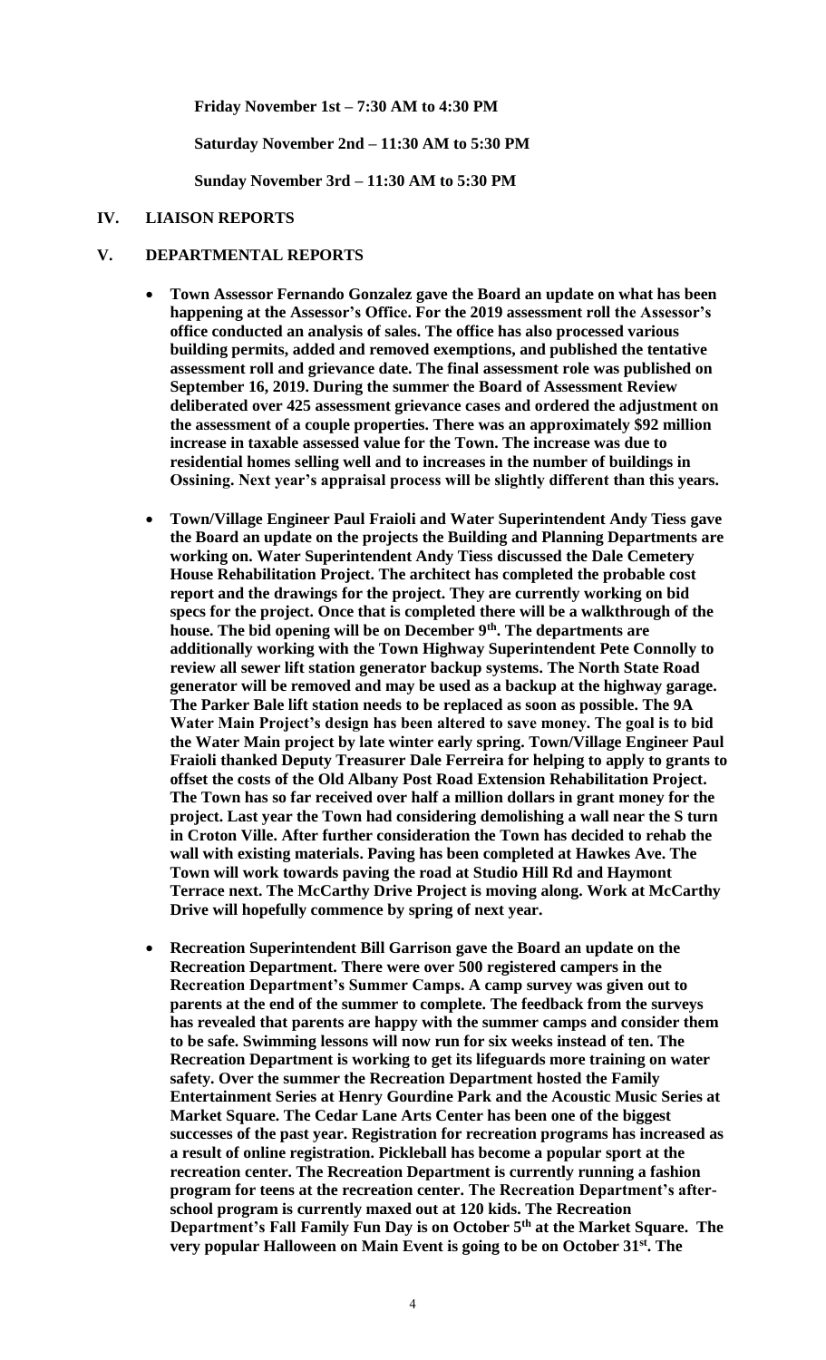**Friday November 1st – 7:30 AM to 4:30 PM**

**Saturday November 2nd – 11:30 AM to 5:30 PM**

**Sunday November 3rd – 11:30 AM to 5:30 PM**

## IV. LIAISON REPORTS

## V. DEPARTMENTAL REPORTS

- **Town Assessor Fernando Gonzalez gave the Board an update on what has been happening at the Assessor's Office. For the 2019 assessment roll the Assessor's office conducted an analysis of sales. The office has also processed various building permits, added and removed exemptions, and published the tentative assessment roll and grievance date. The final assessment role was published on September 16, 2019. During the summer the Board of Assessment Review deliberated over 425 assessment grievance cases and ordered the adjustment on the assessment of a couple properties. There was an approximately $92 million increase in taxable assessed value for the Town. The increase was due to residential homes selling well and to increases in the number of buildings in Ossining. Next year's appraisal process will be slightly different than this years.**

- **Town/Village Engineer Paul Fraioli and Water Superintendent Andy Tiess gave the Board an update on the projects the Building and Planning Departments are working on. Water Superintendent Andy Tiess discussed the Dale Cemetery House Rehabilitation Project. The architect has completed the probable cost report and the drawings for the project. They are currently working on bid specs for the project. Once that is completed there will be a walkthrough of the house. The bid opening will be on December 9th. The departments are additionally working with the Town Highway Superintendent Pete Connolly to review all sewer lift station generator backup systems. The North State Road generator will be removed and may be used as a backup at the highway garage. The Parker Bale lift station needs to be replaced as soon as possible. The 9A Water Main Project's design has been altered to save money. The goal is to bid the Water Main project by late winter early spring. Town/Village Engineer Paul Fraioli thanked Deputy Treasurer Dale Ferreira for helping to apply to grants to offset the costs of the Old Albany Post Road Extension Rehabilitation Project. The Town has so far received over half a million dollars in grant money for the project. Last year the Town had considering demolishing a wall near the S turn in Croton Ville. After further consideration the Town has decided to rehab the wall with existing materials. Paving has been completed at Hawkes Ave. The Town will work towards paving the road at Studio Hill Rd and Haymont Terrace next. The McCarthy Drive Project is moving along. Work at McCarthy Drive will hopefully commence by spring of next year.**

- **Recreation Superintendent Bill Garrison gave the Board an update on the Recreation Department. There were over 500 registered campers in the Recreation Department's Summer Camps. A camp survey was given out to parents at the end of the summer to complete. The feedback from the surveys has revealed that parents are happy with the summer camps and consider them to be safe. Swimming lessons will now run for six weeks instead of ten. The Recreation Department is working to get its lifeguards more training on water safety. Over the summer the Recreation Department hosted the Family Entertainment Series at Henry Gourdine Park and the Acoustic Music Series at Market Square. The Cedar Lane Arts Center has been one of the biggest successes of the past year. Registration for recreation programs has increased as a result of online registration. Pickleball has become a popular sport at the recreation center. The Recreation Department is currently running a fashion program for teens at the recreation center. The Recreation Department's after-school program is currently maxed out at 120 kids. The Recreation Department's Fall Family Fun Day is on October 5th at the Market Square. The very popular Halloween on Main Event is going to be on October 31st. The**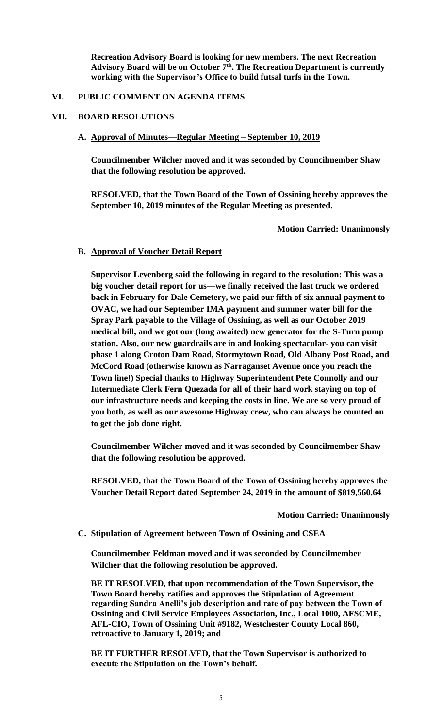**Recreation Advisory Board is looking for new members. The next Recreation Advisory Board will be on October 7th. The Recreation Department is currently working with the Supervisor's Office to build futsal turfs in the Town.**

## VI. PUBLIC COMMENT ON AGENDA ITEMS

## VII. BOARD RESOLUTIONS

### A. Approval of Minutes—Regular Meeting – September 10, 2019

**Councilmember Wilcher moved and it was seconded by Councilmember Shaw that the following resolution be approved.**

**RESOLVED, that the Town Board of the Town of Ossining hereby approves the September 10, 2019 minutes of the Regular Meeting as presented.**

**Motion Carried: Unanimously**

### B. Approval of Voucher Detail Report

**Supervisor Levenberg said the following in regard to the resolution: This was a big voucher detail report for us—we finally received the last truck we ordered back in February for Dale Cemetery, we paid our fifth of six annual payment to OVAC, we had our September IMA payment and summer water bill for the Spray Park payable to the Village of Ossining, as well as our October 2019 medical bill, and we got our (long awaited) new generator for the S-Turn pump station. Also, our new guardrails are in and looking spectacular- you can visit phase 1 along Croton Dam Road, Stormytown Road, Old Albany Post Road, and McCord Road (otherwise known as Narraganset Avenue once you reach the Town line!) Special thanks to Highway Superintendent Pete Connolly and our Intermediate Clerk Fern Quezada for all of their hard work staying on top of our infrastructure needs and keeping the costs in line. We are so very proud of you both, as well as our awesome Highway crew, who can always be counted on to get the job done right.**

**Councilmember Wilcher moved and it was seconded by Councilmember Shaw that the following resolution be approved.**

**RESOLVED, that the Town Board of the Town of Ossining hereby approves the Voucher Detail Report dated September 24, 2019 in the amount of $819,560.64**

**Motion Carried: Unanimously**

### C. Stipulation of Agreement between Town of Ossining and CSEA

**Councilmember Feldman moved and it was seconded by Councilmember Wilcher that the following resolution be approved.**

**BE IT RESOLVED, that upon recommendation of the Town Supervisor, the Town Board hereby ratifies and approves the Stipulation of Agreement regarding Sandra Anelli's job description and rate of pay between the Town of Ossining and Civil Service Employees Association, Inc., Local 1000, AFSCME, AFL-CIO, Town of Ossining Unit #9182, Westchester County Local 860, retroactive to January 1, 2019; and**

**BE IT FURTHER RESOLVED, that the Town Supervisor is authorized to execute the Stipulation on the Town's behalf.**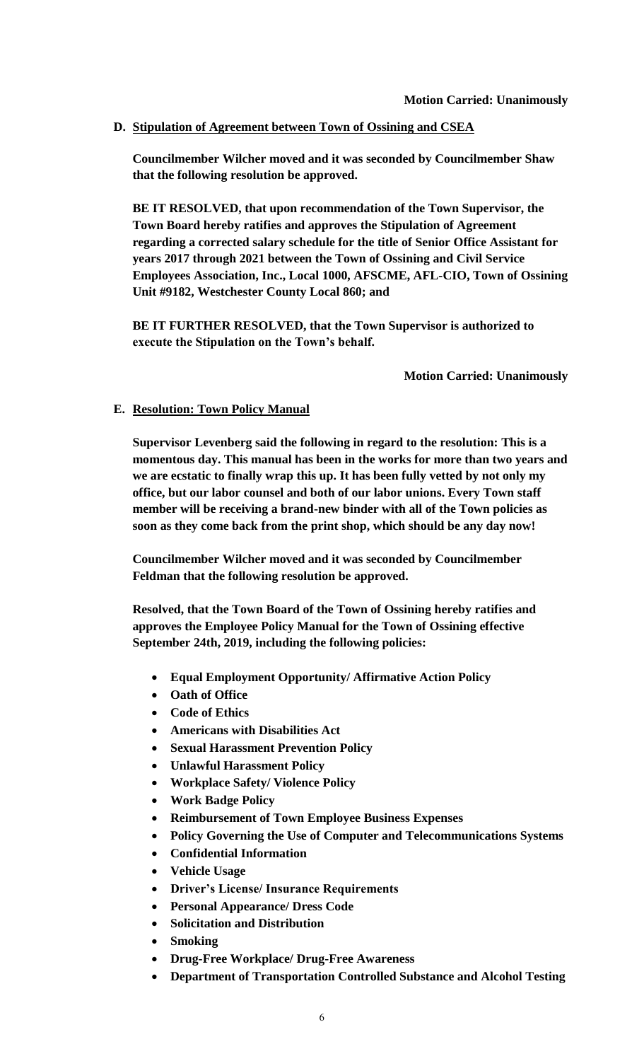**Motion Carried: Unanimously**

**D. <u>Stipulation of Agreement between Town of Ossining and CSEA</u>**

**Councilmember Wilcher moved and it was seconded by Councilmember Shaw that the following resolution be approved.**

**BE IT RESOLVED, that upon recommendation of the Town Supervisor, the Town Board hereby ratifies and approves the Stipulation of Agreement regarding a corrected salary schedule for the title of Senior Office Assistant for years 2017 through 2021 between the Town of Ossining and Civil Service Employees Association, Inc., Local 1000, AFSCME, AFL-CIO, Town of Ossining Unit #9182, Westchester County Local 860; and**

**BE IT FURTHER RESOLVED, that the Town Supervisor is authorized to execute the Stipulation on the Town's behalf.**

**Motion Carried: Unanimously**

**E. <u>Resolution: Town Policy Manual</u>**

**Supervisor Levenberg said the following in regard to the resolution: This is a momentous day. This manual has been in the works for more than two years and we are ecstatic to finally wrap this up. It has been fully vetted by not only my office, but our labor counsel and both of our labor unions. Every Town staff member will be receiving a brand-new binder with all of the Town policies as soon as they come back from the print shop, which should be any day now!**

**Councilmember Wilcher moved and it was seconded by Councilmember Feldman that the following resolution be approved.**

**Resolved, that the Town Board of the Town of Ossining hereby ratifies and approves the Employee Policy Manual for the Town of Ossining effective September 24th, 2019, including the following policies:**

- **Equal Employment Opportunity/ Affirmative Action Policy**
- **Oath of Office**
- **Code of Ethics**
- **Americans with Disabilities Act**
- **Sexual Harassment Prevention Policy**
- **Unlawful Harassment Policy**
- **Workplace Safety/ Violence Policy**
- **Work Badge Policy**
- **Reimbursement of Town Employee Business Expenses**
- **Policy Governing the Use of Computer and Telecommunications Systems**
- **Confidential Information**
- **Vehicle Usage**
- **Driver's License/ Insurance Requirements**
- **Personal Appearance/ Dress Code**
- **Solicitation and Distribution**
- **Smoking**
- **Drug-Free Workplace/ Drug-Free Awareness**
- **Department of Transportation Controlled Substance and Alcohol Testing**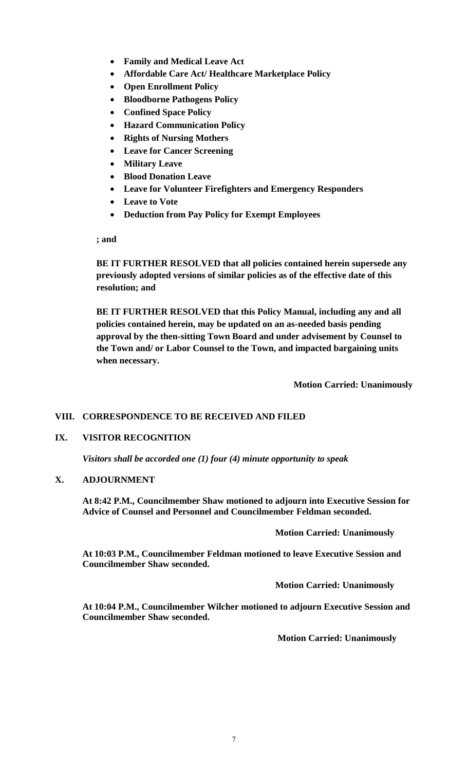- **Family and Medical Leave Act**
- **Affordable Care Act/ Healthcare Marketplace Policy**
- **Open Enrollment Policy**
- **Bloodborne Pathogens Policy**
- **Confined Space Policy**
- **Hazard Communication Policy**
- **Rights of Nursing Mothers**
- **Leave for Cancer Screening**
- **Military Leave**
- **Blood Donation Leave**
- **Leave for Volunteer Firefighters and Emergency Responders**
- **Leave to Vote**
- **Deduction from Pay Policy for Exempt Employees**

**; and**

**BE IT FURTHER RESOLVED that all policies contained herein supersede any previously adopted versions of similar policies as of the effective date of this resolution; and**

**BE IT FURTHER RESOLVED that this Policy Manual, including any and all policies contained herein, may be updated on an as-needed basis pending approval by the then-sitting Town Board and under advisement by Counsel to the Town and/ or Labor Counsel to the Town, and impacted bargaining units when necessary.**

**Motion Carried: Unanimously**

## VIII. CORRESPONDENCE TO BE RECEIVED AND FILED

## IX. VISITOR RECOGNITION

***Visitors shall be accorded one (1) four (4) minute opportunity to speak***

## X. ADJOURNMENT

**At 8:42 P.M., Councilmember Shaw motioned to adjourn into Executive Session for Advice of Counsel and Personnel and Councilmember Feldman seconded.**

**Motion Carried: Unanimously**

**At 10:03 P.M., Councilmember Feldman motioned to leave Executive Session and Councilmember Shaw seconded.**

**Motion Carried: Unanimously**

**At 10:04 P.M., Councilmember Wilcher motioned to adjourn Executive Session and Councilmember Shaw seconded.**

**Motion Carried: Unanimously**